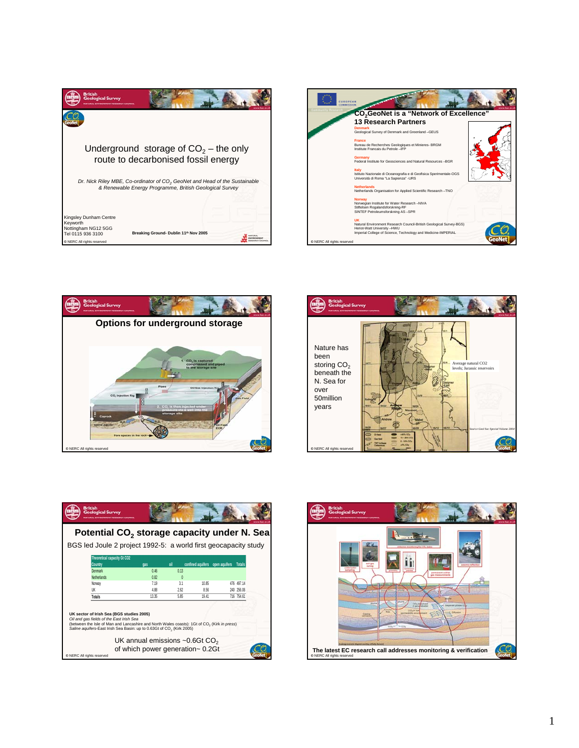# Underground storage of $CO_2$ – the only route to decarbonised fossil energy

*Dr. Nick Riley MBE, Co-ordinator of $CO_2$ GeoNet and Head of the Sustainable & Renewable Energy Programme, British Geological Survey*

Kingsley Dunham Centre
Keyworth
Nottingham NG12 5GG
Tel 0115 936 3100

Breaking Ground- Dublin 11th Nov 2005

© NERC All rights reserved

---

## $CO_2$GeoNet is a "Network of Excellence" 13 Research Partners

**Denmark**
Geological Survey of Denmark and Greenland –GEUS

**France**
Bureau de Recherches Geologiques et Minieres- BRGM
Institute Francais du Petrole –IFP

**Germany**
Federal Institute for Geosciences and Natural Resources –BGR

**Italy**
Istituto Nazionale di Oceanografia e di Geofisica Sperimentale-OGS
Università di Roma "La Sapienza" -URS

**Netherlands**
Netherlands Organisation for Applied Scientific Research –TNO

**Norway**
Norwegian Institute for Water Research –NIVA
Stiftelsen Rogalandsforskning-RF
SINTEF Petroleumsforskning AS –SPR

**UK**
Natural Environment Research Council-British Geological Survey-BGS)
Heriot-Watt University –HWU
Imperial College of Science, Technology and Medicine-IMPERIAL

© NERC All rights reserved

---

## Options for underground storage

© NERC All rights reserved

---

Nature has been storing $CO_2$ beneath the N. Sea for over 50million years

Average natural CO2 levels; Jurassic reservoirs

Source Geol Soc Special Volume 2004

© NERC All rights reserved

---

## Potential $CO_2$ storage capacity under N. Sea

BGS led Joule 2 project 1992-5: a world first geocapacity study

| Theoretical capacity Gt CO2 | | | | | |
|---|---|---|---|---|---|
| Country | gas | oil | confined aquifers | open aquifers | Totals |
| Denmark | 0.46 | 0.13 | | | |
| Netherlands | 0.82 | 0 | | | |
| Norway | 7.19 | 3.1 | 10.85 | 476 | 497.14 |
| UK | 4.88 | 2.62 | 8.56 | 240 | 256.06 |
| Totals | 13.35 | 5.85 | 19.41 | 716 | 754.61 |

**UK sector of Irish Sea (BGS studies 2005)**
*Oil and gas fields of the East Irish Sea*
(between the Isle of Man and Lancashire and North Wales coasts): 1Gt of $CO_2$ (Kirk *in press*)
*Saline aquifers*-East Irish Sea Basin: up to 0.63Gt of $CO_2$ (Kirk 2005)

UK annual emissions ~0.6Gt $CO_2$
of which power generation~ 0.2Gt

© NERC All rights reserved

---

**The latest EC research call addresses monitoring & verification**

© NERC All rights reserved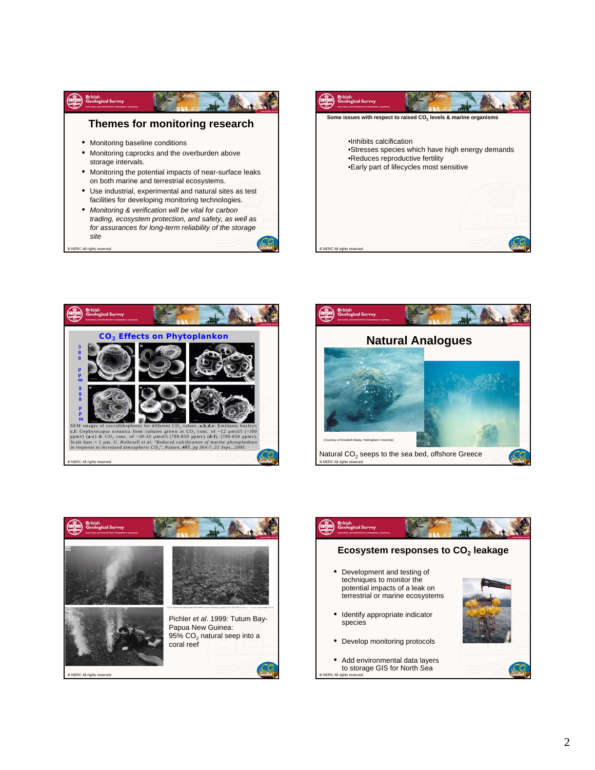## Themes for monitoring research

- Monitoring baseline conditions
- Monitoring caprocks and the overburden above storage intervals.
- Monitoring the potential impacts of near-surface leaks on both marine and terrestrial ecosystems.
- Use industrial, experimental and natural sites as test facilities for developing monitoring technologies.
- *Monitoring & verification will be vital for carbon trading, ecosystem protection, and safety, as well as for assurances for long-term reliability of the storage site*

© NERC All rights reserved

---

**Some issues with respect to raised $CO_2$ levels & marine organisms**

- Inhibits calcification
- Stresses species which have high energy demands
- Reduces reproductive fertility
- Early part of lifecycles most sensitive

© NERC All rights reserved

---

## $CO_2$ Effects on Phytoplankon

300 ppm

800 ppm

SEM images of coccolithophores for different $CO_2$ values. **a,b,d,e**: Emiliania huxleyi; **c,f**: Gephyrocapsa oceanica from cultures grown at $CO_2$ conc. of ~12 µmol/l (~300 ppmv) (**a-c**) & $CO_2$ conc. of ~30-33 µmol/l (780-850 ppmv) (**d-f**). Scale bars = 1 µm. U. Riebesell *et al.* "*Reduced calcification of marine phytoplankton in response to increased atmospheric $CO_2$*", *Nature*, ***407***, pg 364-7, 21 Sept., 2000.

© NERC All rights reserved

---

## Natural Analogues

(Courtesy of Elizabeth Bailey, Nottingham University)

Natural $CO_2$ seeps to the sea bed, offshore Greece

© NERC All rights reserved

---

Pichler *et al*. 1999: Tutum Bay- Papua New Guinea: 95% $CO_2$ natural seep into a coral reef

© NERC All rights reserved

---

## Ecosystem responses to $CO_2$ leakage

- Development and testing of techniques to monitor the potential impacts of a leak on terrestrial or marine ecosystems
- Identify appropriate indicator species
- Develop monitoring protocols
- Add environmental data layers to storage GIS for North Sea

© NERC All rights reserved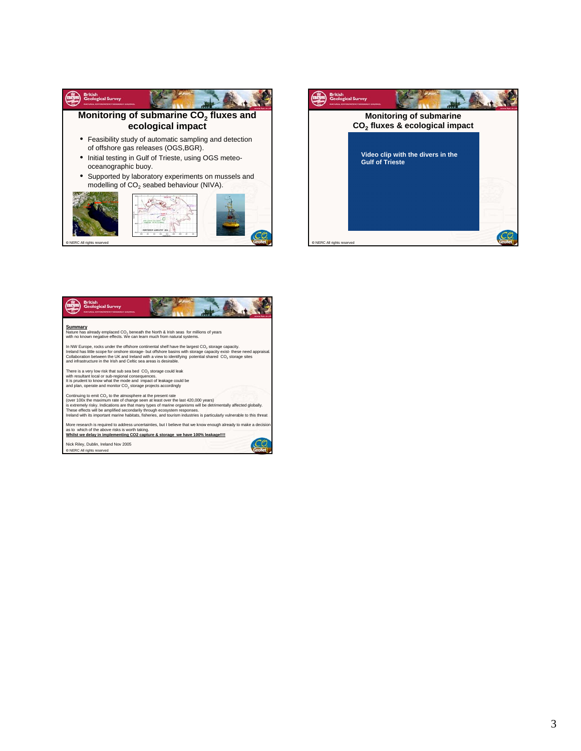## Monitoring of submarine $CO_2$ fluxes and ecological impact

- Feasibility study of automatic sampling and detection of offshore gas releases (OGS,BGR).
- Initial testing in Gulf of Trieste, using OGS meteo-oceanographic buoy.
- Supported by laboratory experiments on mussels and modelling of $CO_2$ seabed behaviour (NIVA).

© NERC All rights reserved

## Monitoring of submarine $CO_2$ fluxes & ecological impact

Video clip with the divers in the Gulf of Trieste

© NERC All rights reserved

**Summary**

Nature has already emplaced $CO_2$ beneath the North & Irish seas for millions of years with no known negative effects. We can learn much from natural systems.

In NW Europe, rocks under the offshore continental shelf have the largest $CO_2$ storage capacity. Ireland has little scope for onshore storage- but offshore basins with storage capacity exist- these need appraisal. Collaboration between the UK and Ireland with a view to identifying potential shared $CO_2$ storage sites and infrastructure in the Irish and Celtic sea areas is desirable.

There is a very low risk that sub sea bed $CO_2$ storage could leak with resultant local or sub-regional consequences. It is prudent to know what the mode and impact of leakage could be and plan, operate and monitor $CO_2$ storage projects accordingly

Continuing to emit $CO_2$ to the atmosphere at the present rate (over 100x the maximum rate of change seen at least over the last 420,000 years) is extremely risky. Indications are that many types of marine organisms will be detrimentally affected globally. These effects will be amplified secondarily through ecosystem responses. Ireland with its important marine habitats, fisheries, and tourism industries is particularly vulnerable to this threat

More research is required to address uncertainties, but I believe that we know enough already to make a decision as to which of the above risks is worth taking.

**Whilst we delay in implementing CO2 capture & storage we have 100% leakage!!!!**

Nick Riley, Dublin, Ireland Nov 2005

© NERC All rights reserved